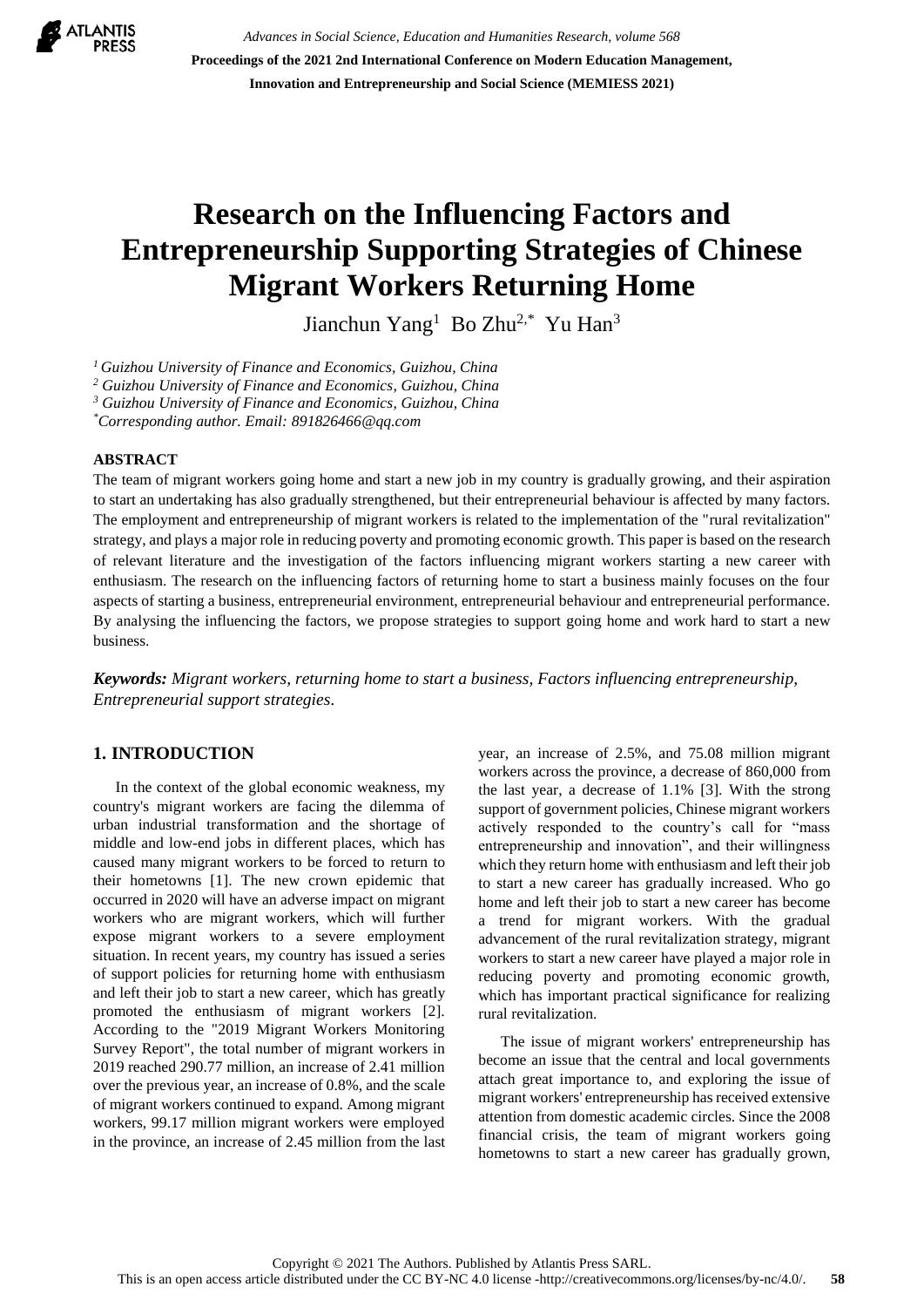# Research on the Influencing Factors and Entrepreneurship Supporting Strategies of Chinese Migrant Workers Returning Home

Jianchun Yang[1] Bo Zhu[2,*] Yu Han[3]

[1] *Guizhou University of Finance and Economics, Guizhou, China*
[2] *Guizhou University of Finance and Economics, Guizhou, China*
[3] *Guizhou University of Finance and Economics, Guizhou, China*
[*] *Corresponding author. Email: 891826466@qq.com*

## ABSTRACT

The team of migrant workers going home and start a new job in my country is gradually growing, and their aspiration to start an undertaking has also gradually strengthened, but their entrepreneurial behaviour is affected by many factors. The employment and entrepreneurship of migrant workers is related to the implementation of the "rural revitalization" strategy, and plays a major role in reducing poverty and promoting economic growth. This paper is based on the research of relevant literature and the investigation of the factors influencing migrant workers starting a new career with enthusiasm. The research on the influencing factors of returning home to start a business mainly focuses on the four aspects of starting a business, entrepreneurial environment, entrepreneurial behaviour and entrepreneurial performance. By analysing the influencing the factors, we propose strategies to support going home and work hard to start a new business.

***Keywords:** Migrant workers, returning home to start a business, Factors influencing entrepreneurship, Entrepreneurial support strategies.*

## 1. INTRODUCTION

In the context of the global economic weakness, my country's migrant workers are facing the dilemma of urban industrial transformation and the shortage of middle and low-end jobs in different places, which has caused many migrant workers to be forced to return to their hometowns [1]. The new crown epidemic that occurred in 2020 will have an adverse impact on migrant workers who are migrant workers, which will further expose migrant workers to a severe employment situation. In recent years, my country has issued a series of support policies for returning home with enthusiasm and left their job to start a new career, which has greatly promoted the enthusiasm of migrant workers [2]. According to the "2019 Migrant Workers Monitoring Survey Report", the total number of migrant workers in 2019 reached 290.77 million, an increase of 2.41 million over the previous year, an increase of 0.8%, and the scale of migrant workers continued to expand. Among migrant workers, 99.17 million migrant workers were employed in the province, an increase of 2.45 million from the last year, an increase of 2.5%, and 75.08 million migrant workers across the province, a decrease of 860,000 from the last year, a decrease of 1.1% [3]. With the strong support of government policies, Chinese migrant workers actively responded to the country's call for "mass entrepreneurship and innovation", and their willingness which they return home with enthusiasm and left their job to start a new career has gradually increased. Who go home and left their job to start a new career has become a trend for migrant workers. With the gradual advancement of the rural revitalization strategy, migrant workers to start a new career have played a major role in reducing poverty and promoting economic growth, which has important practical significance for realizing rural revitalization.

The issue of migrant workers' entrepreneurship has become an issue that the central and local governments attach great importance to, and exploring the issue of migrant workers' entrepreneurship has received extensive attention from domestic academic circles. Since the 2008 financial crisis, the team of migrant workers going hometowns to start a new career has gradually grown,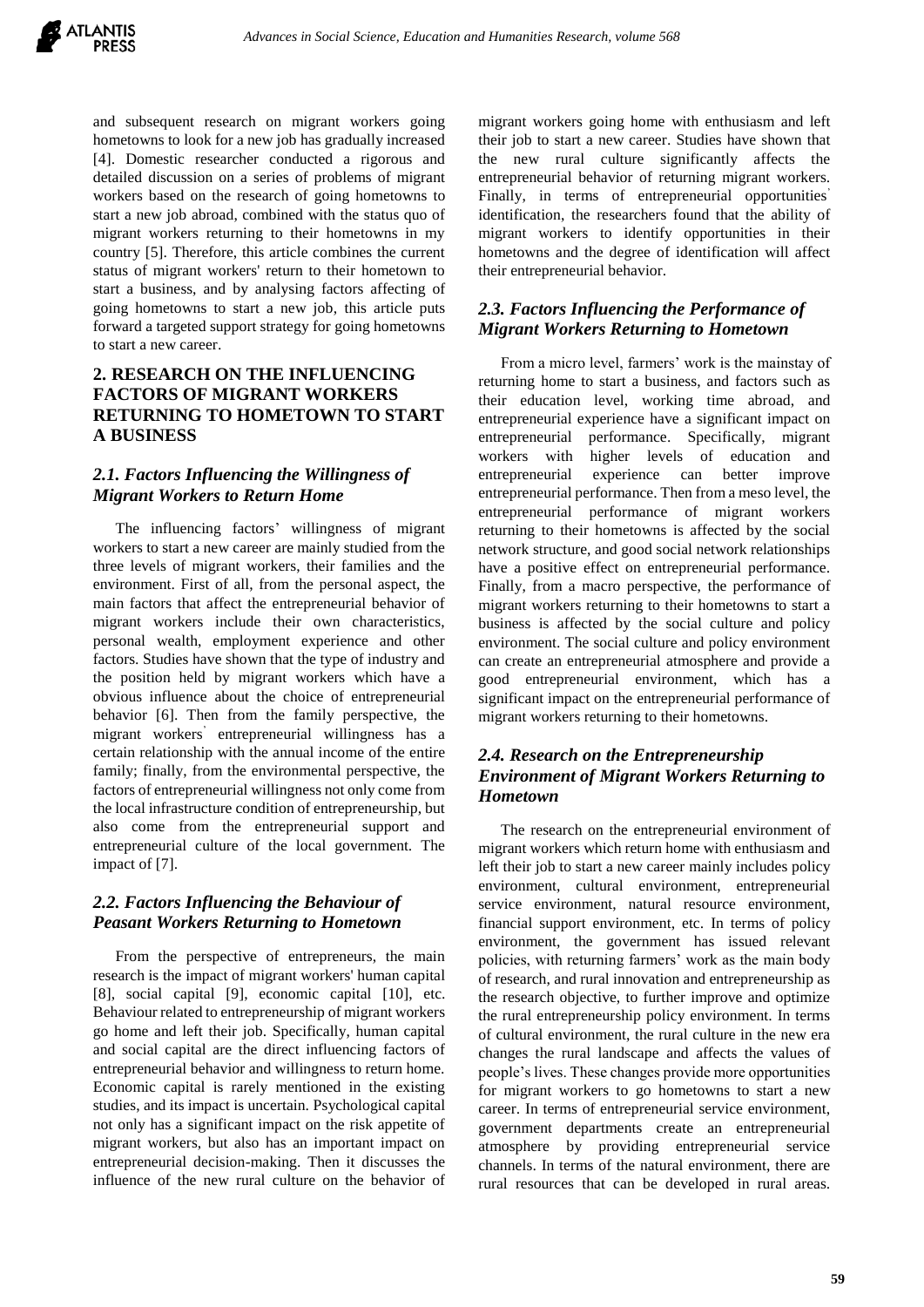and subsequent research on migrant workers going hometowns to look for a new job has gradually increased [4]. Domestic researcher conducted a rigorous and detailed discussion on a series of problems of migrant workers based on the research of going hometowns to start a new job abroad, combined with the status quo of migrant workers returning to their hometowns in my country [5]. Therefore, this article combines the current status of migrant workers' return to their hometown to start a business, and by analysing factors affecting of going hometowns to start a new job, this article puts forward a targeted support strategy for going hometowns to start a new career.

## 2. RESEARCH ON THE INFLUENCING FACTORS OF MIGRANT WORKERS RETURNING TO HOMETOWN TO START A BUSINESS

### *2.1. Factors Influencing the Willingness of Migrant Workers to Return Home*

The influencing factors' willingness of migrant workers to start a new career are mainly studied from the three levels of migrant workers, their families and the environment. First of all, from the personal aspect, the main factors that affect the entrepreneurial behavior of migrant workers include their own characteristics, personal wealth, employment experience and other factors. Studies have shown that the type of industry and the position held by migrant workers which have a obvious influence about the choice of entrepreneurial behavior [6]. Then from the family perspective, the migrant workers' entrepreneurial willingness has a certain relationship with the annual income of the entire family; finally, from the environmental perspective, the factors of entrepreneurial willingness not only come from the local infrastructure condition of entrepreneurship, but also come from the entrepreneurial support and entrepreneurial culture of the local government. The impact of [7].

### *2.2. Factors Influencing the Behaviour of Peasant Workers Returning to Hometown*

From the perspective of entrepreneurs, the main research is the impact of migrant workers' human capital [8], social capital [9], economic capital [10], etc. Behaviour related to entrepreneurship of migrant workers go home and left their job. Specifically, human capital and social capital are the direct influencing factors of entrepreneurial behavior and willingness to return home. Economic capital is rarely mentioned in the existing studies, and its impact is uncertain. Psychological capital not only has a significant impact on the risk appetite of migrant workers, but also has an important impact on entrepreneurial decision-making. Then it discusses the influence of the new rural culture on the behavior of migrant workers going home with enthusiasm and left their job to start a new career. Studies have shown that the new rural culture significantly affects the entrepreneurial behavior of returning migrant workers. Finally, in terms of entrepreneurial opportunities' identification, the researchers found that the ability of migrant workers to identify opportunities in their hometowns and the degree of identification will affect their entrepreneurial behavior.

### *2.3. Factors Influencing the Performance of Migrant Workers Returning to Hometown*

From a micro level, farmers' work is the mainstay of returning home to start a business, and factors such as their education level, working time abroad, and entrepreneurial experience have a significant impact on entrepreneurial performance. Specifically, migrant workers with higher levels of education and entrepreneurial experience can better improve entrepreneurial performance. Then from a meso level, the entrepreneurial performance of migrant workers returning to their hometowns is affected by the social network structure, and good social network relationships have a positive effect on entrepreneurial performance. Finally, from a macro perspective, the performance of migrant workers returning to their hometowns to start a business is affected by the social culture and policy environment. The social culture and policy environment can create an entrepreneurial atmosphere and provide a good entrepreneurial environment, which has a significant impact on the entrepreneurial performance of migrant workers returning to their hometowns.

### *2.4. Research on the Entrepreneurship Environment of Migrant Workers Returning to Hometown*

The research on the entrepreneurial environment of migrant workers which return home with enthusiasm and left their job to start a new career mainly includes policy environment, cultural environment, entrepreneurial service environment, natural resource environment, financial support environment, etc. In terms of policy environment, the government has issued relevant policies, with returning farmers' work as the main body of research, and rural innovation and entrepreneurship as the research objective, to further improve and optimize the rural entrepreneurship policy environment. In terms of cultural environment, the rural culture in the new era changes the rural landscape and affects the values of people's lives. These changes provide more opportunities for migrant workers to go hometowns to start a new career. In terms of entrepreneurial service environment, government departments create an entrepreneurial atmosphere by providing entrepreneurial service channels. In terms of the natural environment, there are rural resources that can be developed in rural areas.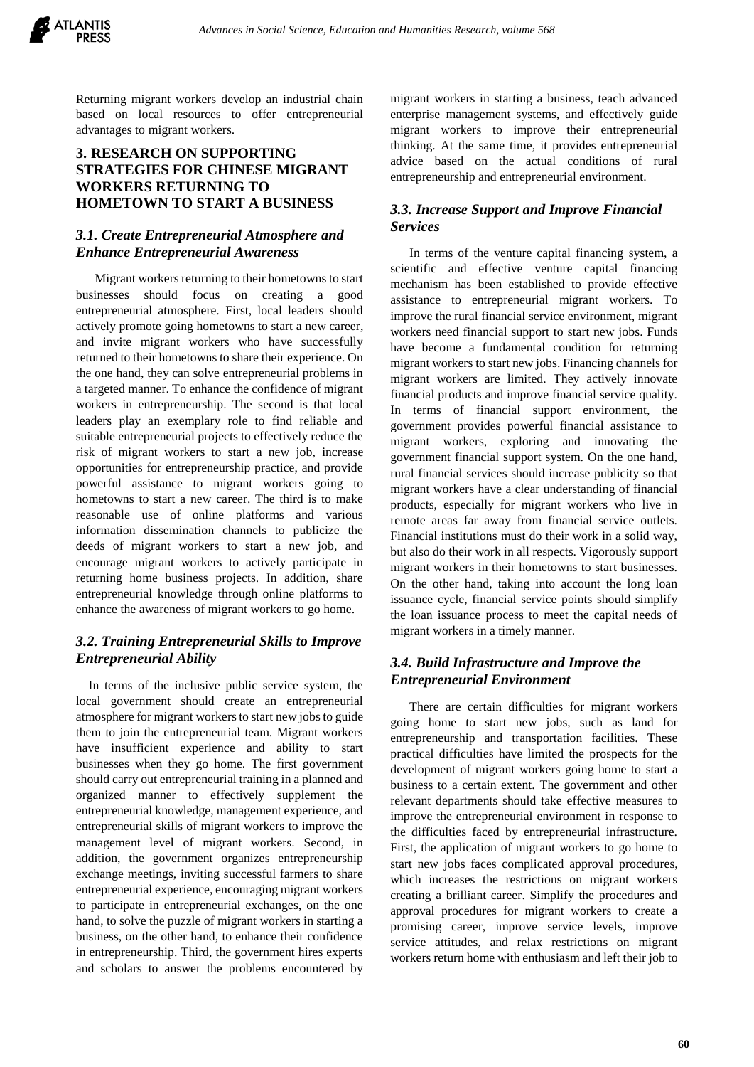Returning migrant workers develop an industrial chain based on local resources to offer entrepreneurial advantages to migrant workers.

## 3. RESEARCH ON SUPPORTING STRATEGIES FOR CHINESE MIGRANT WORKERS RETURNING TO HOMETOWN TO START A BUSINESS

### *3.1. Create Entrepreneurial Atmosphere and Enhance Entrepreneurial Awareness*

Migrant workers returning to their hometowns to start businesses should focus on creating a good entrepreneurial atmosphere. First, local leaders should actively promote going hometowns to start a new career, and invite migrant workers who have successfully returned to their hometowns to share their experience. On the one hand, they can solve entrepreneurial problems in a targeted manner. To enhance the confidence of migrant workers in entrepreneurship. The second is that local leaders play an exemplary role to find reliable and suitable entrepreneurial projects to effectively reduce the risk of migrant workers to start a new job, increase opportunities for entrepreneurship practice, and provide powerful assistance to migrant workers going to hometowns to start a new career. The third is to make reasonable use of online platforms and various information dissemination channels to publicize the deeds of migrant workers to start a new job, and encourage migrant workers to actively participate in returning home business projects. In addition, share entrepreneurial knowledge through online platforms to enhance the awareness of migrant workers to go home.

### *3.2. Training Entrepreneurial Skills to Improve Entrepreneurial Ability*

In terms of the inclusive public service system, the local government should create an entrepreneurial atmosphere for migrant workers to start new jobs to guide them to join the entrepreneurial team. Migrant workers have insufficient experience and ability to start businesses when they go home. The first government should carry out entrepreneurial training in a planned and organized manner to effectively supplement the entrepreneurial knowledge, management experience, and entrepreneurial skills of migrant workers to improve the management level of migrant workers. Second, in addition, the government organizes entrepreneurship exchange meetings, inviting successful farmers to share entrepreneurial experience, encouraging migrant workers to participate in entrepreneurial exchanges, on the one hand, to solve the puzzle of migrant workers in starting a business, on the other hand, to enhance their confidence in entrepreneurship. Third, the government hires experts and scholars to answer the problems encountered by migrant workers in starting a business, teach advanced enterprise management systems, and effectively guide migrant workers to improve their entrepreneurial thinking. At the same time, it provides entrepreneurial advice based on the actual conditions of rural entrepreneurship and entrepreneurial environment.

### *3.3. Increase Support and Improve Financial Services*

In terms of the venture capital financing system, a scientific and effective venture capital financing mechanism has been established to provide effective assistance to entrepreneurial migrant workers. To improve the rural financial service environment, migrant workers need financial support to start new jobs. Funds have become a fundamental condition for returning migrant workers to start new jobs. Financing channels for migrant workers are limited. They actively innovate financial products and improve financial service quality. In terms of financial support environment, the government provides powerful financial assistance to migrant workers, exploring and innovating the government financial support system. On the one hand, rural financial services should increase publicity so that migrant workers have a clear understanding of financial products, especially for migrant workers who live in remote areas far away from financial service outlets. Financial institutions must do their work in a solid way, but also do their work in all respects. Vigorously support migrant workers in their hometowns to start businesses. On the other hand, taking into account the long loan issuance cycle, financial service points should simplify the loan issuance process to meet the capital needs of migrant workers in a timely manner.

### *3.4. Build Infrastructure and Improve the Entrepreneurial Environment*

There are certain difficulties for migrant workers going home to start new jobs, such as land for entrepreneurship and transportation facilities. These practical difficulties have limited the prospects for the development of migrant workers going home to start a business to a certain extent. The government and other relevant departments should take effective measures to improve the entrepreneurial environment in response to the difficulties faced by entrepreneurial infrastructure. First, the application of migrant workers to go home to start new jobs faces complicated approval procedures, which increases the restrictions on migrant workers creating a brilliant career. Simplify the procedures and approval procedures for migrant workers to create a promising career, improve service levels, improve service attitudes, and relax restrictions on migrant workers return home with enthusiasm and left their job to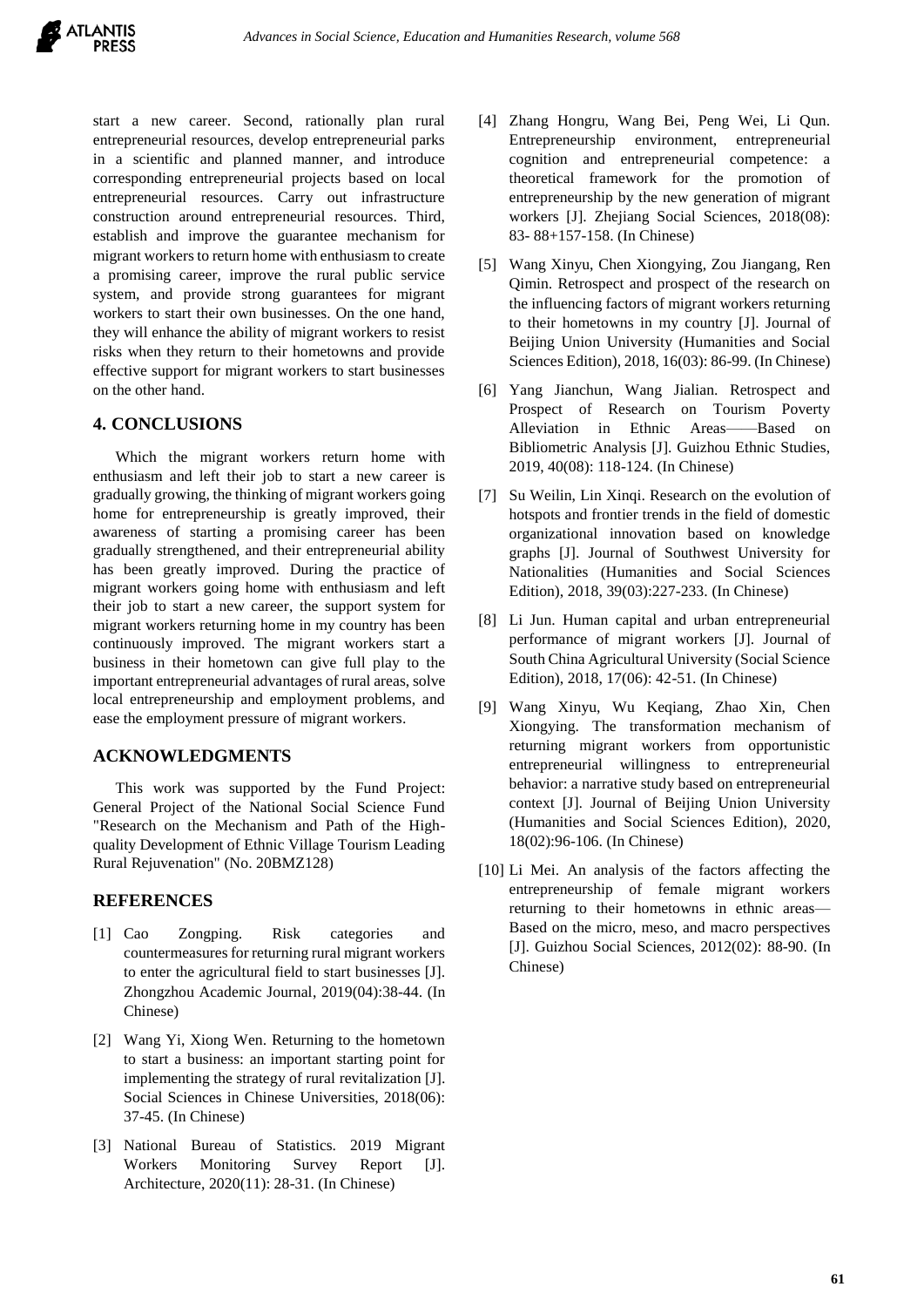start a new career. Second, rationally plan rural entrepreneurial resources, develop entrepreneurial parks in a scientific and planned manner, and introduce corresponding entrepreneurial projects based on local entrepreneurial resources. Carry out infrastructure construction around entrepreneurial resources. Third, establish and improve the guarantee mechanism for migrant workers to return home with enthusiasm to create a promising career, improve the rural public service system, and provide strong guarantees for migrant workers to start their own businesses. On the one hand, they will enhance the ability of migrant workers to resist risks when they return to their hometowns and provide effective support for migrant workers to start businesses on the other hand.

## 4. CONCLUSIONS

Which the migrant workers return home with enthusiasm and left their job to start a new career is gradually growing, the thinking of migrant workers going home for entrepreneurship is greatly improved, their awareness of starting a promising career has been gradually strengthened, and their entrepreneurial ability has been greatly improved. During the practice of migrant workers going home with enthusiasm and left their job to start a new career, the support system for migrant workers returning home in my country has been continuously improved. The migrant workers start a business in their hometown can give full play to the important entrepreneurial advantages of rural areas, solve local entrepreneurship and employment problems, and ease the employment pressure of migrant workers.

## ACKNOWLEDGMENTS

This work was supported by the Fund Project: General Project of the National Social Science Fund "Research on the Mechanism and Path of the High-quality Development of Ethnic Village Tourism Leading Rural Rejuvenation" (No. 20BMZ128)

## REFERENCES

[1] Cao Zongping. Risk categories and countermeasures for returning rural migrant workers to enter the agricultural field to start businesses [J]. Zhongzhou Academic Journal, 2019(04):38-44. (In Chinese)

[2] Wang Yi, Xiong Wen. Returning to the hometown to start a business: an important starting point for implementing the strategy of rural revitalization [J]. Social Sciences in Chinese Universities, 2018(06): 37-45. (In Chinese)

[3] National Bureau of Statistics. 2019 Migrant Workers Monitoring Survey Report [J]. Architecture, 2020(11): 28-31. (In Chinese)

[4] Zhang Hongru, Wang Bei, Peng Wei, Li Qun. Entrepreneurship environment, entrepreneurial cognition and entrepreneurial competence: a theoretical framework for the promotion of entrepreneurship by the new generation of migrant workers [J]. Zhejiang Social Sciences, 2018(08): 83- 88+157-158. (In Chinese)

[5] Wang Xinyu, Chen Xiongying, Zou Jiangang, Ren Qimin. Retrospect and prospect of the research on the influencing factors of migrant workers returning to their hometowns in my country [J]. Journal of Beijing Union University (Humanities and Social Sciences Edition), 2018, 16(03): 86-99. (In Chinese)

[6] Yang Jianchun, Wang Jialian. Retrospect and Prospect of Research on Tourism Poverty Alleviation in Ethnic Areas——Based on Bibliometric Analysis [J]. Guizhou Ethnic Studies, 2019, 40(08): 118-124. (In Chinese)

[7] Su Weilin, Lin Xinqi. Research on the evolution of hotspots and frontier trends in the field of domestic organizational innovation based on knowledge graphs [J]. Journal of Southwest University for Nationalities (Humanities and Social Sciences Edition), 2018, 39(03):227-233. (In Chinese)

[8] Li Jun. Human capital and urban entrepreneurial performance of migrant workers [J]. Journal of South China Agricultural University (Social Science Edition), 2018, 17(06): 42-51. (In Chinese)

[9] Wang Xinyu, Wu Keqiang, Zhao Xin, Chen Xiongying. The transformation mechanism of returning migrant workers from opportunistic entrepreneurial willingness to entrepreneurial behavior: a narrative study based on entrepreneurial context [J]. Journal of Beijing Union University (Humanities and Social Sciences Edition), 2020, 18(02):96-106. (In Chinese)

[10] Li Mei. An analysis of the factors affecting the entrepreneurship of female migrant workers returning to their hometowns in ethnic areas—Based on the micro, meso, and macro perspectives [J]. Guizhou Social Sciences, 2012(02): 88-90. (In Chinese)